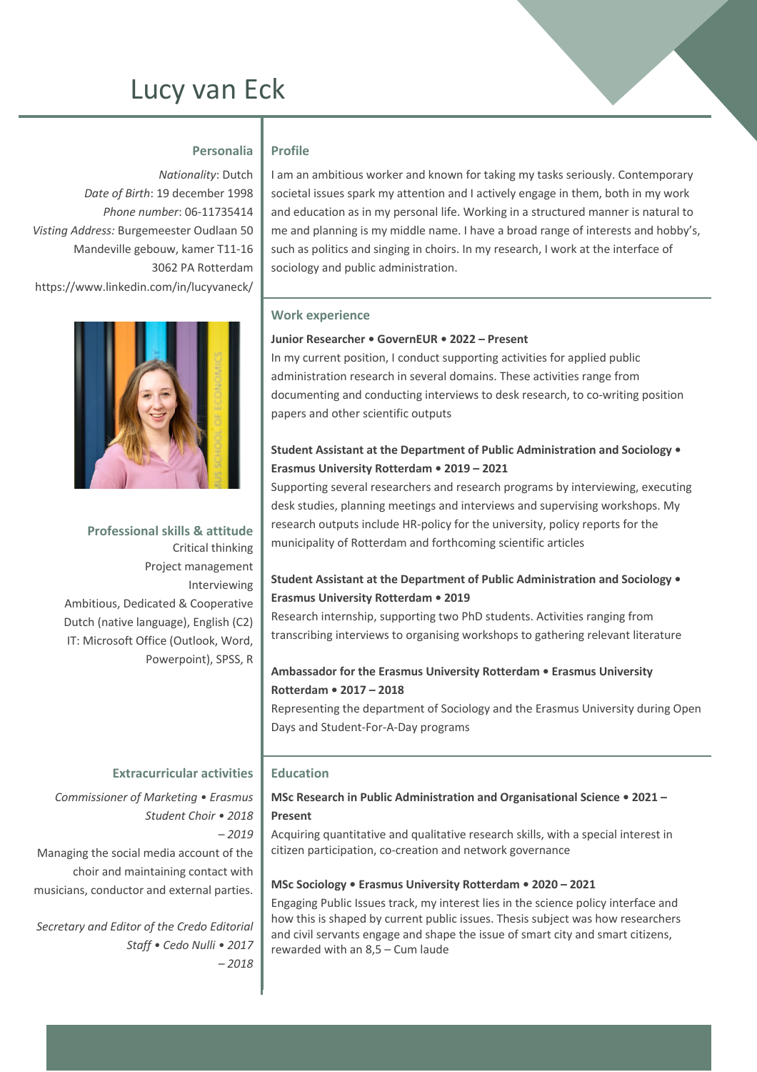# Lucy van Eck

## Personalia

*Nationality*: Dutch
*Date of Birth*: 19 december 1998
*Phone number*: 06-11735414
*Visting Address:* Burgemeester Oudlaan 50
Mandeville gebouw, kamer T11-16
3062 PA Rotterdam
https://www.linkedin.com/in/lucyvaneck/

## Professional skills & attitude

Critical thinking
Project management
Interviewing
Ambitious, Dedicated & Cooperative
Dutch (native language), English (C2)
IT: Microsoft Office (Outlook, Word, Powerpoint), SPSS, R

## Extracurricular activities

*Commissioner of Marketing • Erasmus Student Choir • 2018 – 2019*

Managing the social media account of the choir and maintaining contact with musicians, conductor and external parties.

*Secretary and Editor of the Credo Editorial Staff • Cedo Nulli • 2017 – 2018*

## Profile

I am an ambitious worker and known for taking my tasks seriously. Contemporary societal issues spark my attention and I actively engage in them, both in my work and education as in my personal life. Working in a structured manner is natural to me and planning is my middle name. I have a broad range of interests and hobby's, such as politics and singing in choirs. In my research, I work at the interface of sociology and public administration.

## Work experience

**Junior Researcher • GovernEUR • 2022 – Present**

In my current position, I conduct supporting activities for applied public administration research in several domains. These activities range from documenting and conducting interviews to desk research, to co-writing position papers and other scientific outputs

**Student Assistant at the Department of Public Administration and Sociology • Erasmus University Rotterdam • 2019 – 2021**

Supporting several researchers and research programs by interviewing, executing desk studies, planning meetings and interviews and supervising workshops. My research outputs include HR-policy for the university, policy reports for the municipality of Rotterdam and forthcoming scientific articles

**Student Assistant at the Department of Public Administration and Sociology • Erasmus University Rotterdam • 2019**

Research internship, supporting two PhD students. Activities ranging from transcribing interviews to organising workshops to gathering relevant literature

**Ambassador for the Erasmus University Rotterdam • Erasmus University Rotterdam • 2017 – 2018**

Representing the department of Sociology and the Erasmus University during Open Days and Student-For-A-Day programs

## Education

**MSc Research in Public Administration and Organisational Science • 2021 – Present**

Acquiring quantitative and qualitative research skills, with a special interest in citizen participation, co-creation and network governance

**MSc Sociology • Erasmus University Rotterdam • 2020 – 2021**

Engaging Public Issues track, my interest lies in the science policy interface and how this is shaped by current public issues. Thesis subject was how researchers and civil servants engage and shape the issue of smart city and smart citizens, rewarded with an 8,5 – Cum laude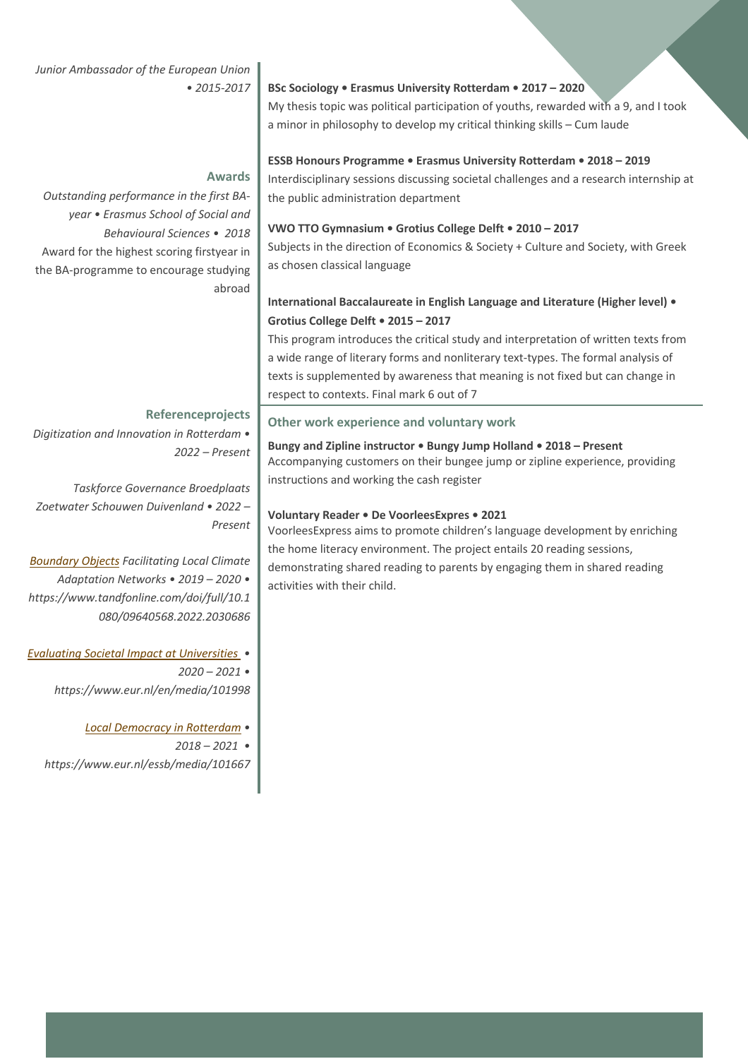*Junior Ambassador of the European Union • 2015-2017*

### Awards

*Outstanding performance in the first BA-year • Erasmus School of Social and Behavioural Sciences • 2018*
Award for the highest scoring firstyear in the BA-programme to encourage studying abroad

### Referenceprojects

*Digitization and Innovation in Rotterdam • 2022 – Present*

*Taskforce Governance Broedplaats Zoetwater Schouwen Duivenland • 2022 – Present*

*Boundary Objects Facilitating Local Climate Adaptation Networks • 2019 – 2020 • https://www.tandfonline.com/doi/full/10.1080/09640568.2022.2030686*

*Evaluating Societal Impact at Universities • 2020 – 2021 • https://www.eur.nl/en/media/101998*

*Local Democracy in Rotterdam • 2018 – 2021 • https://www.eur.nl/essb/media/101667*

**BSc Sociology • Erasmus University Rotterdam • 2017 – 2020**
My thesis topic was political participation of youths, rewarded with a 9, and I took a minor in philosophy to develop my critical thinking skills – Cum laude

**ESSB Honours Programme • Erasmus University Rotterdam • 2018 – 2019**
Interdisciplinary sessions discussing societal challenges and a research internship at the public administration department

**VWO TTO Gymnasium • Grotius College Delft • 2010 – 2017**
Subjects in the direction of Economics & Society + Culture and Society, with Greek as chosen classical language

**International Baccalaureate in English Language and Literature (Higher level) • Grotius College Delft • 2015 – 2017**
This program introduces the critical study and interpretation of written texts from a wide range of literary forms and nonliterary text-types. The formal analysis of texts is supplemented by awareness that meaning is not fixed but can change in respect to contexts. Final mark 6 out of 7

### Other work experience and voluntary work

**Bungy and Zipline instructor • Bungy Jump Holland • 2018 – Present**
Accompanying customers on their bungee jump or zipline experience, providing instructions and working the cash register

**Voluntary Reader • De VoorleesExpres • 2021**
VoorleesExpress aims to promote children's language development by enriching the home literacy environment. The project entails 20 reading sessions, demonstrating shared reading to parents by engaging them in shared reading activities with their child.